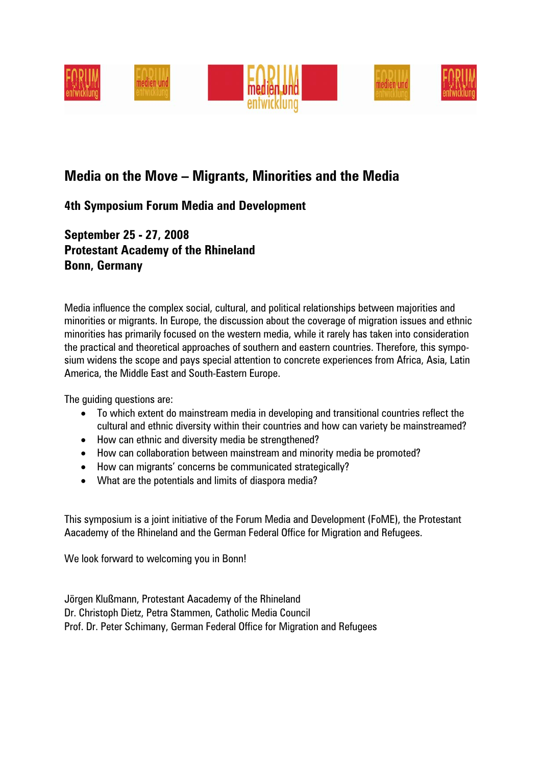# Media on the Move – Migrants, Minorities and the Media

## 4th Symposium Forum Media and Development

## September 25 - 27, 2008
## Protestant Academy of the Rhineland
## Bonn, Germany

Media influence the complex social, cultural, and political relationships between majorities and minorities or migrants. In Europe, the discussion about the coverage of migration issues and ethnic minorities has primarily focused on the western media, while it rarely has taken into consideration the practical and theoretical approaches of southern and eastern countries. Therefore, this symposium widens the scope and pays special attention to concrete experiences from Africa, Asia, Latin America, the Middle East and South-Eastern Europe.

The guiding questions are:

- To which extent do mainstream media in developing and transitional countries reflect the cultural and ethnic diversity within their countries and how can variety be mainstreamed?
- How can ethnic and diversity media be strengthened?
- How can collaboration between mainstream and minority media be promoted?
- How can migrants' concerns be communicated strategically?
- What are the potentials and limits of diaspora media?

This symposium is a joint initiative of the Forum Media and Development (FoME), the Protestant Aacademy of the Rhineland and the German Federal Office for Migration and Refugees.

We look forward to welcoming you in Bonn!

Jörgen Klußmann, Protestant Aacademy of the Rhineland
Dr. Christoph Dietz, Petra Stammen, Catholic Media Council
Prof. Dr. Peter Schimany, German Federal Office for Migration and Refugees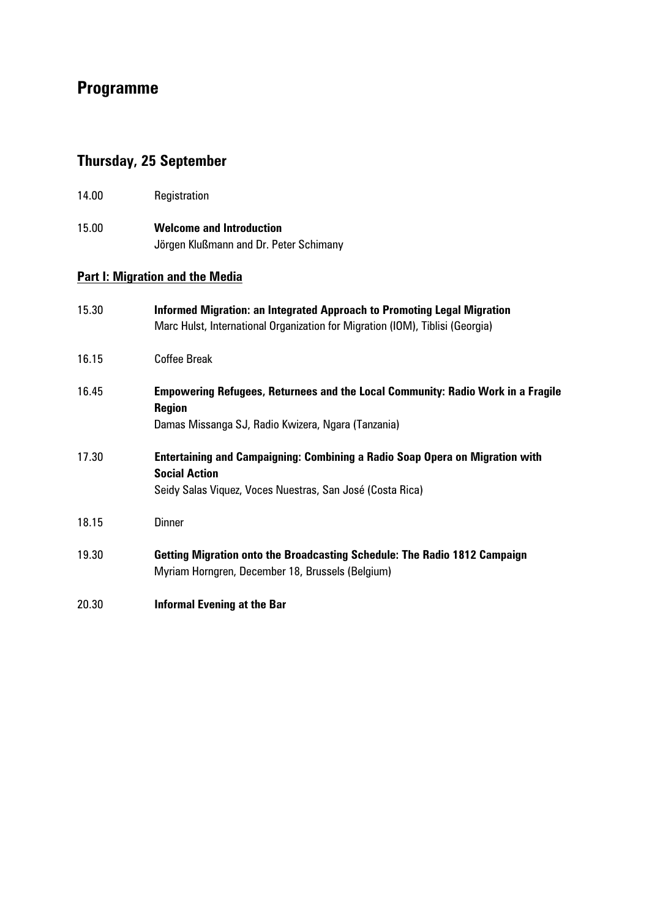# Programme

## Thursday, 25 September

14.00 Registration

15.00 **Welcome and Introduction**
Jörgen Klußmann and Dr. Peter Schimany

### Part I: Migration and the Media

15.30 **Informed Migration: an Integrated Approach to Promoting Legal Migration**
Marc Hulst, International Organization for Migration (IOM), Tiblisi (Georgia)

16.15 Coffee Break

16.45 **Empowering Refugees, Returnees and the Local Community: Radio Work in a Fragile Region**
Damas Missanga SJ, Radio Kwizera, Ngara (Tanzania)

17.30 **Entertaining and Campaigning: Combining a Radio Soap Opera on Migration with Social Action**
Seidy Salas Viquez, Voces Nuestras, San José (Costa Rica)

18.15 Dinner

19.30 **Getting Migration onto the Broadcasting Schedule: The Radio 1812 Campaign**
Myriam Horngren, December 18, Brussels (Belgium)

20.30 **Informal Evening at the Bar**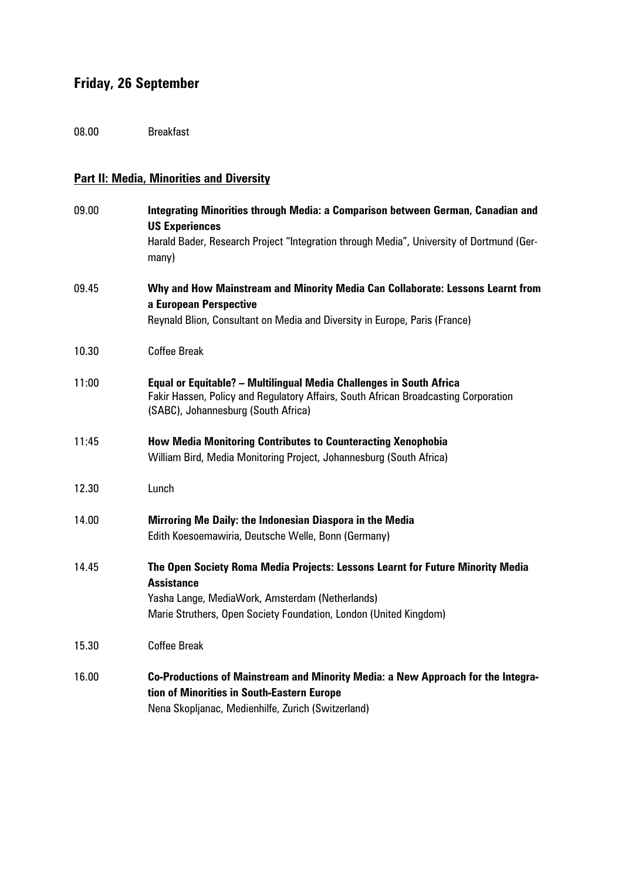## Friday, 26 September

08.00 Breakfast

### Part II: Media, Minorities and Diversity

09.00 **Integrating Minorities through Media: a Comparison between German, Canadian and US Experiences**
Harald Bader, Research Project "Integration through Media", University of Dortmund (Germany)

09.45 **Why and How Mainstream and Minority Media Can Collaborate: Lessons Learnt from a European Perspective**
Reynald Blion, Consultant on Media and Diversity in Europe, Paris (France)

10.30 Coffee Break

11:00 **Equal or Equitable? – Multilingual Media Challenges in South Africa**
Fakir Hassen, Policy and Regulatory Affairs, South African Broadcasting Corporation (SABC), Johannesburg (South Africa)

11:45 **How Media Monitoring Contributes to Counteracting Xenophobia**
William Bird, Media Monitoring Project, Johannesburg (South Africa)

12.30 Lunch

14.00 **Mirroring Me Daily: the Indonesian Diaspora in the Media**
Edith Koesoemawiria, Deutsche Welle, Bonn (Germany)

14.45 **The Open Society Roma Media Projects: Lessons Learnt for Future Minority Media Assistance**
Yasha Lange, MediaWork, Amsterdam (Netherlands)
Marie Struthers, Open Society Foundation, London (United Kingdom)

15.30 Coffee Break

16.00 **Co-Productions of Mainstream and Minority Media: a New Approach for the Integration of Minorities in South-Eastern Europe**
Nena Skopljanac, Medienhilfe, Zurich (Switzerland)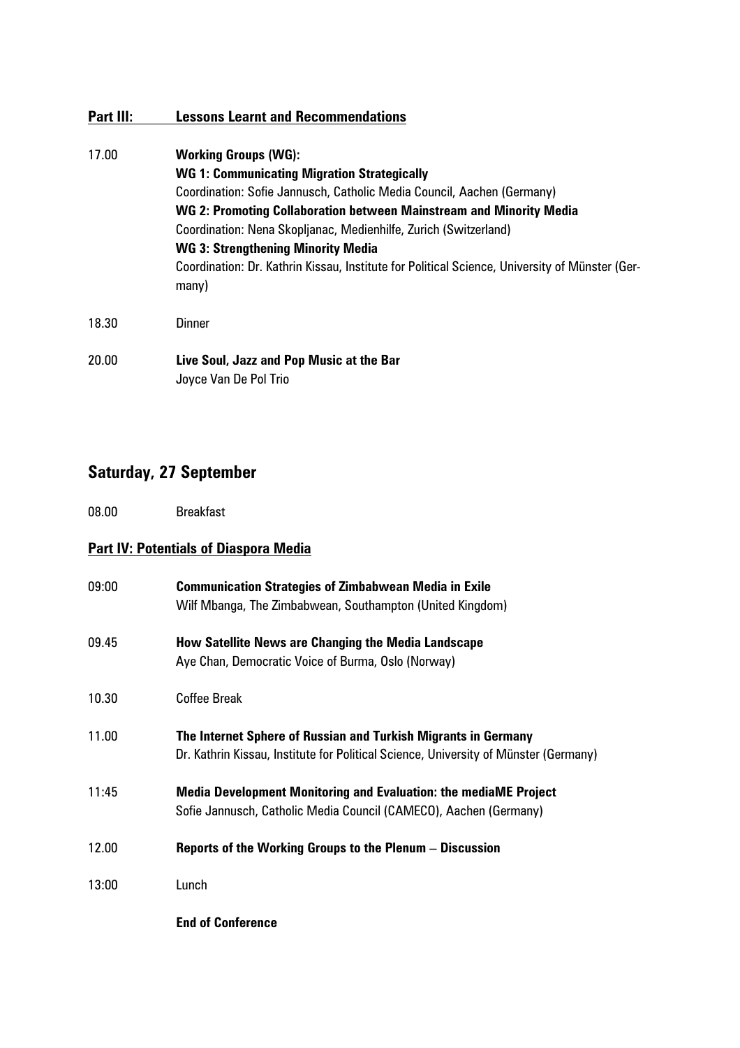## Part III: Lessons Learnt and Recommendations

17.00 **Working Groups (WG):**
**WG 1: Communicating Migration Strategically**
Coordination: Sofie Jannusch, Catholic Media Council, Aachen (Germany)
**WG 2: Promoting Collaboration between Mainstream and Minority Media**
Coordination: Nena Skopljanac, Medienhilfe, Zurich (Switzerland)
**WG 3: Strengthening Minority Media**
Coordination: Dr. Kathrin Kissau, Institute for Political Science, University of Münster (Germany)

18.30 Dinner

20.00 **Live Soul, Jazz and Pop Music at the Bar**
Joyce Van De Pol Trio

## Saturday, 27 September

08.00 Breakfast

## Part IV: Potentials of Diaspora Media

09:00 **Communication Strategies of Zimbabwean Media in Exile**
Wilf Mbanga, The Zimbabwean, Southampton (United Kingdom)

09.45 **How Satellite News are Changing the Media Landscape**
Aye Chan, Democratic Voice of Burma, Oslo (Norway)

10.30 Coffee Break

11.00 **The Internet Sphere of Russian and Turkish Migrants in Germany**
Dr. Kathrin Kissau, Institute for Political Science, University of Münster (Germany)

11:45 **Media Development Monitoring and Evaluation: the mediaME Project**
Sofie Jannusch, Catholic Media Council (CAMECO), Aachen (Germany)

12.00 **Reports of the Working Groups to the Plenum – Discussion**

13:00 Lunch

**End of Conference**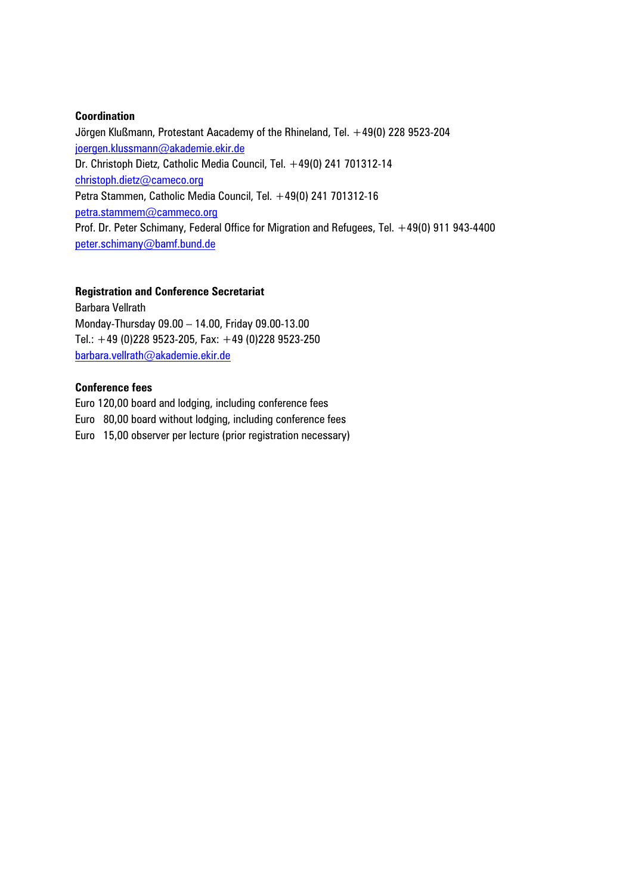**Coordination**

Jörgen Klußmann, Protestant Aacademy of the Rhineland, Tel. +49(0) 228 9523-204
joergen.klussmann@akademie.ekir.de
Dr. Christoph Dietz, Catholic Media Council, Tel. +49(0) 241 701312-14
christoph.dietz@cameco.org
Petra Stammen, Catholic Media Council, Tel. +49(0) 241 701312-16
petra.stammem@cammeco.org
Prof. Dr. Peter Schimany, Federal Office for Migration and Refugees, Tel. +49(0) 911 943-4400
peter.schimany@bamf.bund.de

**Registration and Conference Secretariat**

Barbara Vellrath
Monday-Thursday 09.00 – 14.00, Friday 09.00-13.00
Tel.: +49 (0)228 9523-205, Fax: +49 (0)228 9523-250
barbara.vellrath@akademie.ekir.de

**Conference fees**

Euro 120,00 board and lodging, including conference fees
Euro 80,00 board without lodging, including conference fees
Euro 15,00 observer per lecture (prior registration necessary)